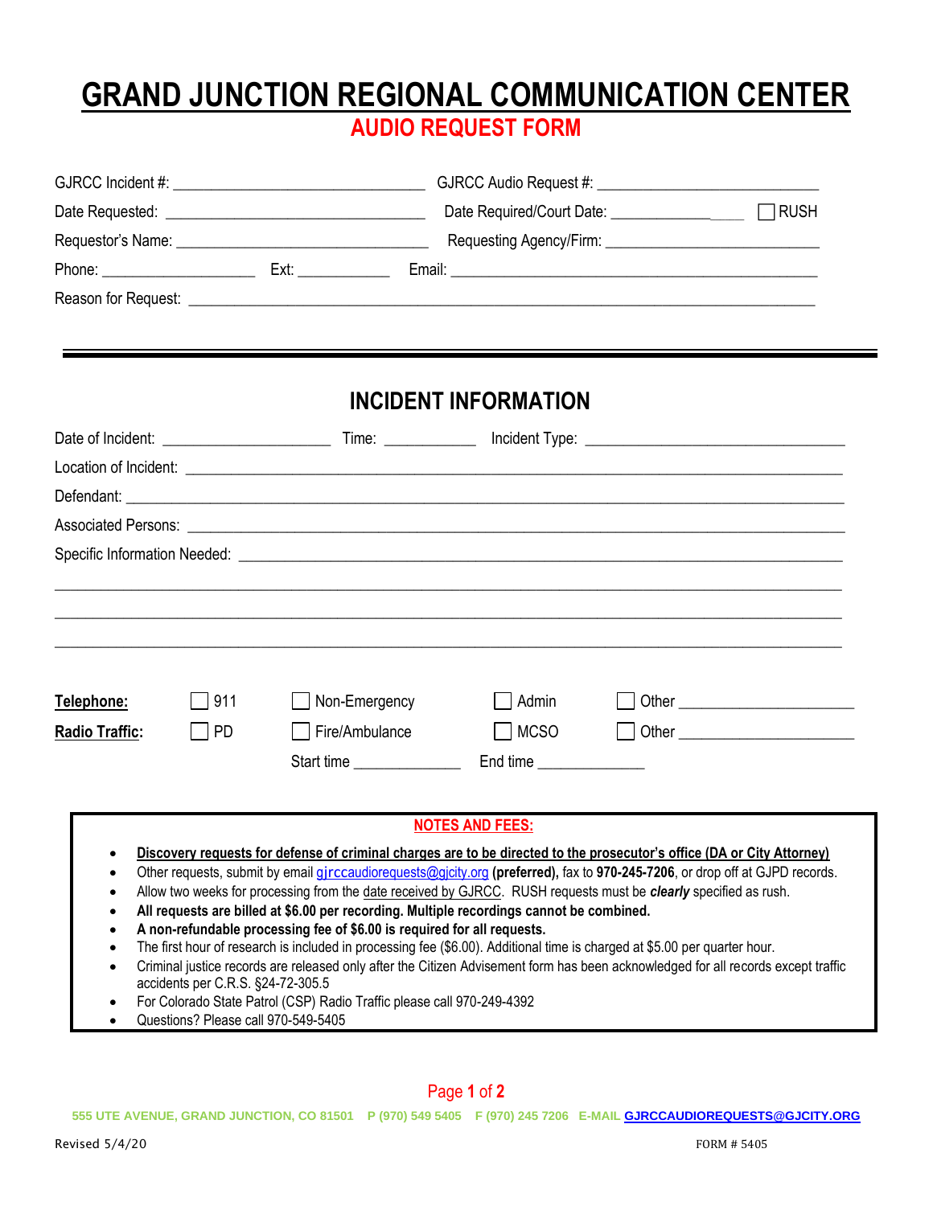# GRAND JUNCTION REGIONAL COMMUNICATION CENTER

## AUDIO REQUEST FORM

GJRCC Incident #: ______________________________ GJRCC Audio Request #: __________________________

Date Requested: ______________________________ Date Required/Court Date: __________________ ☐ RUSH

Requestor's Name: ______________________________ Requesting Agency/Firm: __________________________

Phone: __________________ Ext: ___________ Email: ___________________________________________

Reason for Request: ___________________________________________________________________________

---

## INCIDENT INFORMATION

Date of Incident: ____________________ Time: ___________ Incident Type: _______________________________

Location of Incident: ___________________________________________________________________________

Defendant: _________________________________________________________________________________

Associated Persons: ___________________________________________________________________________

Specific Information Needed: ____________________________________________________________________

_____________________________________________________________________________________________

_____________________________________________________________________________________________

_____________________________________________________________________________________________

**Telephone:** ☐ 911 ☐ Non-Emergency ☐ Admin ☐ Other ____________________

**Radio Traffic:** ☐ PD ☐ Fire/Ambulance ☐ MCSO ☐ Other ____________________

Start time _____________ End time _____________

### NOTES AND FEES:

- **Discovery requests for defense of criminal charges are to be directed to the prosecutor's office (DA or City Attorney)**
- Other requests, submit by email gjrccaudiorequests@gjcity.org **(preferred),** fax to **970-245-7206**, or drop off at GJPD records.
- Allow two weeks for processing from the date received by GJRCC. RUSH requests must be ***clearly*** specified as rush.
- **All requests are billed at $6.00 per recording. Multiple recordings cannot be combined.**
- **A non-refundable processing fee of $6.00 is required for all requests.**
- The first hour of research is included in processing fee ($6.00). Additional time is charged at $5.00 per quarter hour.
- Criminal justice records are released only after the Citizen Advisement form has been acknowledged for all records except traffic accidents per C.R.S. §24-72-305.5
- For Colorado State Patrol (CSP) Radio Traffic please call 970-249-4392
- Questions? Please call 970-549-5405

555 UTE AVENUE, GRAND JUNCTION, CO 81501 P (970) 549 5405 F (970) 245 7206 E-MAIL GJRCCAUDIOREQUESTS@GJCITY.ORG

Revised 5/4/20 FORM # 5405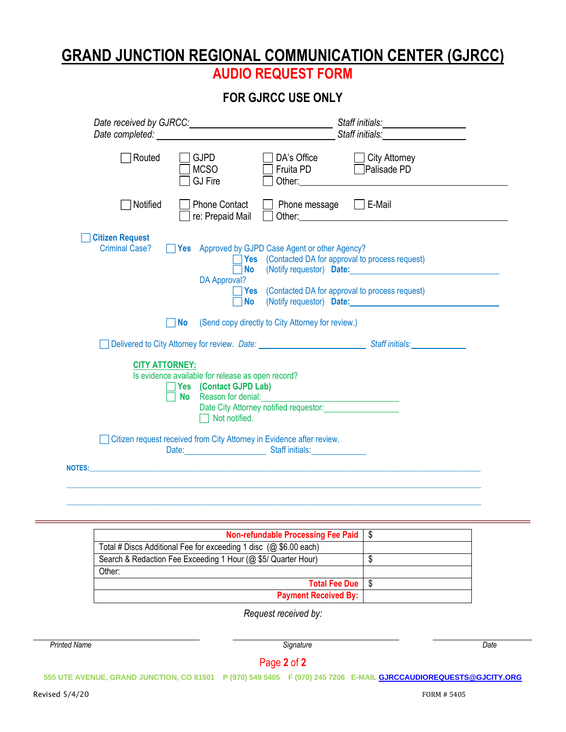# GRAND JUNCTION REGIONAL COMMUNICATION CENTER (GJRCC)

## AUDIO REQUEST FORM

### FOR GJRCC USE ONLY

*Date received by GJRCC:* ______________________ *Staff initials:* __________
*Date completed:* ______________________ *Staff initials:* __________

☐ Routed ☐ GJPD ☐ MCSO ☐ GJ Fire ☐ DA's Office ☐ Fruita PD ☐ Other: ______________________ ☐ City Attorney ☐ Palisade PD

☐ Notified ☐ Phone Contact ☐ re: Prepaid Mail ☐ Phone message ☐ Other: ______________________ ☐ E-Mail

☐ **Citizen Request**
Criminal Case? ☐ **Yes** Approved by GJPD Case Agent or other Agency?
☐ **Yes** (Contacted DA for approval to process request)
☐ **No** (Notify requestor) **Date:** ______________________
DA Approval?
☐ **Yes** (Contacted DA for approval to process request)
☐ **No** (Notify requestor) **Date:** ______________________

☐ **No** (Send copy directly to City Attorney for review.)

☐ Delivered to City Attorney for review. *Date:* ______________ *Staff initials:* __________

**CITY ATTORNEY:**
Is evidence available for release as open record?
☐ **Yes** **(Contact GJPD Lab)**
☐ **No** Reason for denial: ______________________
Date City Attorney notified requestor: ______________
☐ Not notified.

☐ Citizen request received from City Attorney in Evidence after review.
Date: ______________ Staff initials: __________

**NOTES:** ________________________________________________________________

________________________________________________________________

________________________________________________________________

| | |
|---|---|
| **Non-refundable Processing Fee Paid** | $ |
| Total # Discs Additional Fee for exceeding 1 disc (@ $6.00 each) | |
| Search & Redaction Fee Exceeding 1 Hour (@ $5/ Quarter Hour) | $ |
| Other: | |
| **Total Fee Due** | $ |
| **Payment Received By:** | |

*Request received by:*

______________________ ______________________ ______________________
*Printed Name* *Signature* *Date*

555 UTE AVENUE, GRAND JUNCTION, CO 81501 P (970) 549 5405 F (970) 245 7206 E-MAIL GJRCCAUDIOREQUESTS@GJCITY.ORG

Revised 5/4/20 FORM # 5405